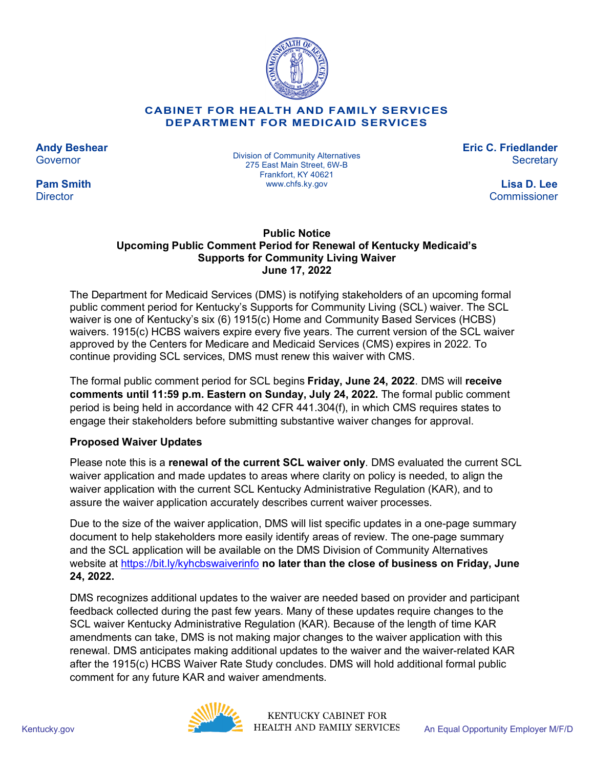**CABINET FOR HEALTH AND FAMILY SERVICES**
**DEPARTMENT FOR MEDICAID SERVICES**

**Andy Beshear**
Governor

**Pam Smith**
Director

Division of Community Alternatives
275 East Main Street, 6W-B
Frankfort, KY 40621
www.chfs.ky.gov

**Eric C. Friedlander**
Secretary

**Lisa D. Lee**
Commissioner

## Public Notice
## Upcoming Public Comment Period for Renewal of Kentucky Medicaid's Supports for Community Living Waiver
## June 17, 2022

The Department for Medicaid Services (DMS) is notifying stakeholders of an upcoming formal public comment period for Kentucky's Supports for Community Living (SCL) waiver. The SCL waiver is one of Kentucky's six (6) 1915(c) Home and Community Based Services (HCBS) waivers. 1915(c) HCBS waivers expire every five years. The current version of the SCL waiver approved by the Centers for Medicare and Medicaid Services (CMS) expires in 2022. To continue providing SCL services, DMS must renew this waiver with CMS.

The formal public comment period for SCL begins **Friday, June 24, 2022**. DMS will **receive comments until 11:59 p.m. Eastern on Sunday, July 24, 2022.** The formal public comment period is being held in accordance with 42 CFR 441.304(f), in which CMS requires states to engage their stakeholders before submitting substantive waiver changes for approval.

### Proposed Waiver Updates

Please note this is a **renewal of the current SCL waiver only**. DMS evaluated the current SCL waiver application and made updates to areas where clarity on policy is needed, to align the waiver application with the current SCL Kentucky Administrative Regulation (KAR), and to assure the waiver application accurately describes current waiver processes.

Due to the size of the waiver application, DMS will list specific updates in a one-page summary document to help stakeholders more easily identify areas of review. The one-page summary and the SCL application will be available on the DMS Division of Community Alternatives website at https://bit.ly/kyhcbswaiverinfo **no later than the close of business on Friday, June 24, 2022.**

DMS recognizes additional updates to the waiver are needed based on provider and participant feedback collected during the past few years. Many of these updates require changes to the SCL waiver Kentucky Administrative Regulation (KAR). Because of the length of time KAR amendments can take, DMS is not making major changes to the waiver application with this renewal. DMS anticipates making additional updates to the waiver and the waiver-related KAR after the 1915(c) HCBS Waiver Rate Study concludes. DMS will hold additional formal public comment for any future KAR and waiver amendments.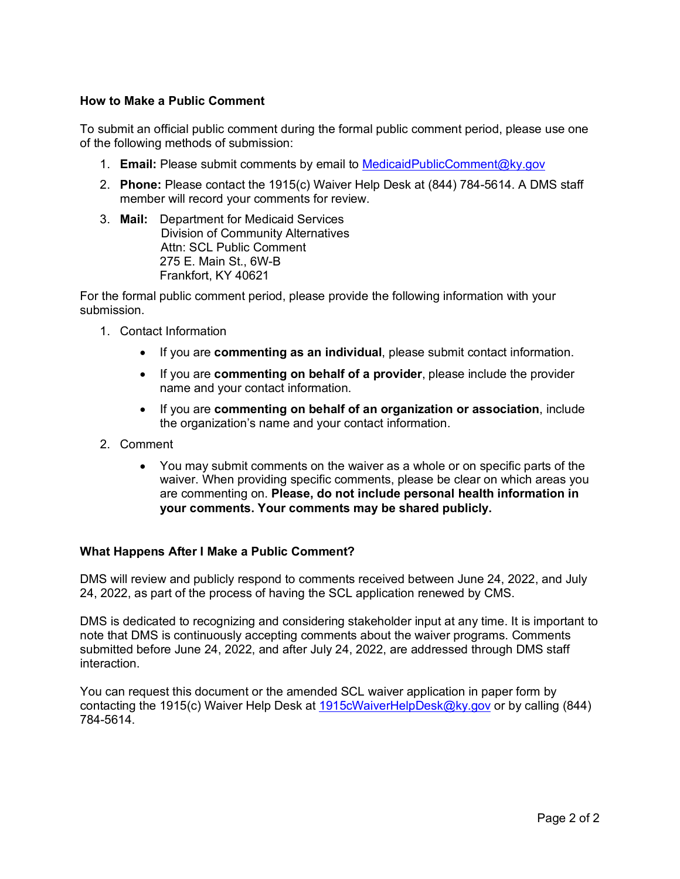### How to Make a Public Comment

To submit an official public comment during the formal public comment period, please use one of the following methods of submission:

1. **Email:** Please submit comments by email to MedicaidPublicComment@ky.gov
2. **Phone:** Please contact the 1915(c) Waiver Help Desk at (844) 784-5614. A DMS staff member will record your comments for review.
3. **Mail:** Department for Medicaid Services
   Division of Community Alternatives
   Attn: SCL Public Comment
   275 E. Main St., 6W-B
   Frankfort, KY 40621

For the formal public comment period, please provide the following information with your submission.

1. Contact Information
   - If you are **commenting as an individual**, please submit contact information.
   - If you are **commenting on behalf of a provider**, please include the provider name and your contact information.
   - If you are **commenting on behalf of an organization or association**, include the organization's name and your contact information.
2. Comment
   - You may submit comments on the waiver as a whole or on specific parts of the waiver. When providing specific comments, please be clear on which areas you are commenting on. **Please, do not include personal health information in your comments. Your comments may be shared publicly.**

### What Happens After I Make a Public Comment?

DMS will review and publicly respond to comments received between June 24, 2022, and July 24, 2022, as part of the process of having the SCL application renewed by CMS.

DMS is dedicated to recognizing and considering stakeholder input at any time. It is important to note that DMS is continuously accepting comments about the waiver programs. Comments submitted before June 24, 2022, and after July 24, 2022, are addressed through DMS staff interaction.

You can request this document or the amended SCL waiver application in paper form by contacting the 1915(c) Waiver Help Desk at 1915cWaiverHelpDesk@ky.gov or by calling (844) 784-5614.